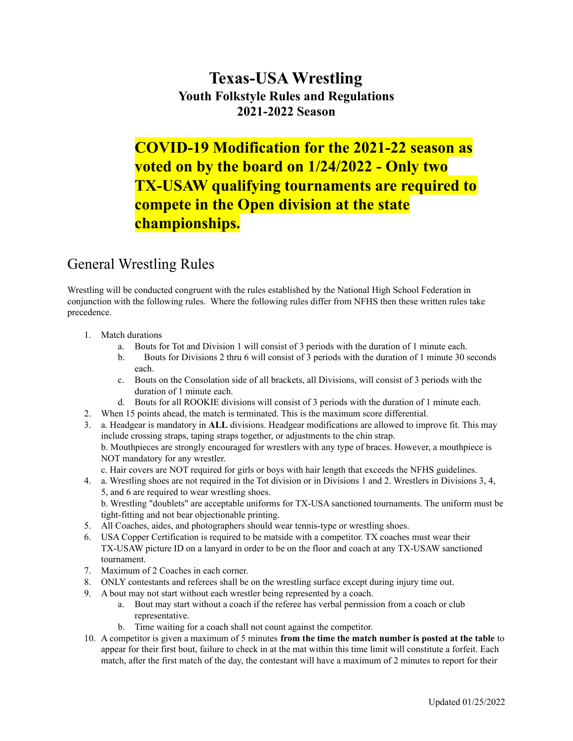# Texas-USA Wrestling

## Youth Folkstyle Rules and Regulations

## 2021-2022 Season

**COVID-19 Modification for the 2021-22 season as voted on by the board on 1/24/2022 - Only two TX-USAW qualifying tournaments are required to compete in the Open division at the state championships.**

## General Wrestling Rules

Wrestling will be conducted congruent with the rules established by the National High School Federation in conjunction with the following rules. Where the following rules differ from NFHS then these written rules take precedence.

1. Match durations
   a. Bouts for Tot and Division 1 will consist of 3 periods with the duration of 1 minute each.
   b. Bouts for Divisions 2 thru 6 will consist of 3 periods with the duration of 1 minute 30 seconds each.
   c. Bouts on the Consolation side of all brackets, all Divisions, will consist of 3 periods with the duration of 1 minute each.
   d. Bouts for all ROOKIE divisions will consist of 3 periods with the duration of 1 minute each.
2. When 15 points ahead, the match is terminated. This is the maximum score differential.
3. a. Headgear is mandatory in **ALL** divisions. Headgear modifications are allowed to improve fit. This may include crossing straps, taping straps together, or adjustments to the chin strap.
   b. Mouthpieces are strongly encouraged for wrestlers with any type of braces. However, a mouthpiece is NOT mandatory for any wrestler.
   c. Hair covers are NOT required for girls or boys with hair length that exceeds the NFHS guidelines.
4. a. Wrestling shoes are not required in the Tot division or in Divisions 1 and 2. Wrestlers in Divisions 3, 4, 5, and 6 are required to wear wrestling shoes.
   b. Wrestling "doublets" are acceptable uniforms for TX-USA sanctioned tournaments. The uniform must be tight-fitting and not bear objectionable printing.
5. All Coaches, aides, and photographers should wear tennis-type or wrestling shoes.
6. USA Copper Certification is required to be matside with a competitor. TX coaches must wear their TX-USAW picture ID on a lanyard in order to be on the floor and coach at any TX-USAW sanctioned tournament.
7. Maximum of 2 Coaches in each corner.
8. ONLY contestants and referees shall be on the wrestling surface except during injury time out.
9. A bout may not start without each wrestler being represented by a coach.
   a. Bout may start without a coach if the referee has verbal permission from a coach or club representative.
   b. Time waiting for a coach shall not count against the competitor.
10. A competitor is given a maximum of 5 minutes **from the time the match number is posted at the table** to appear for their first bout, failure to check in at the mat within this time limit will constitute a forfeit. Each match, after the first match of the day, the contestant will have a maximum of 2 minutes to report for their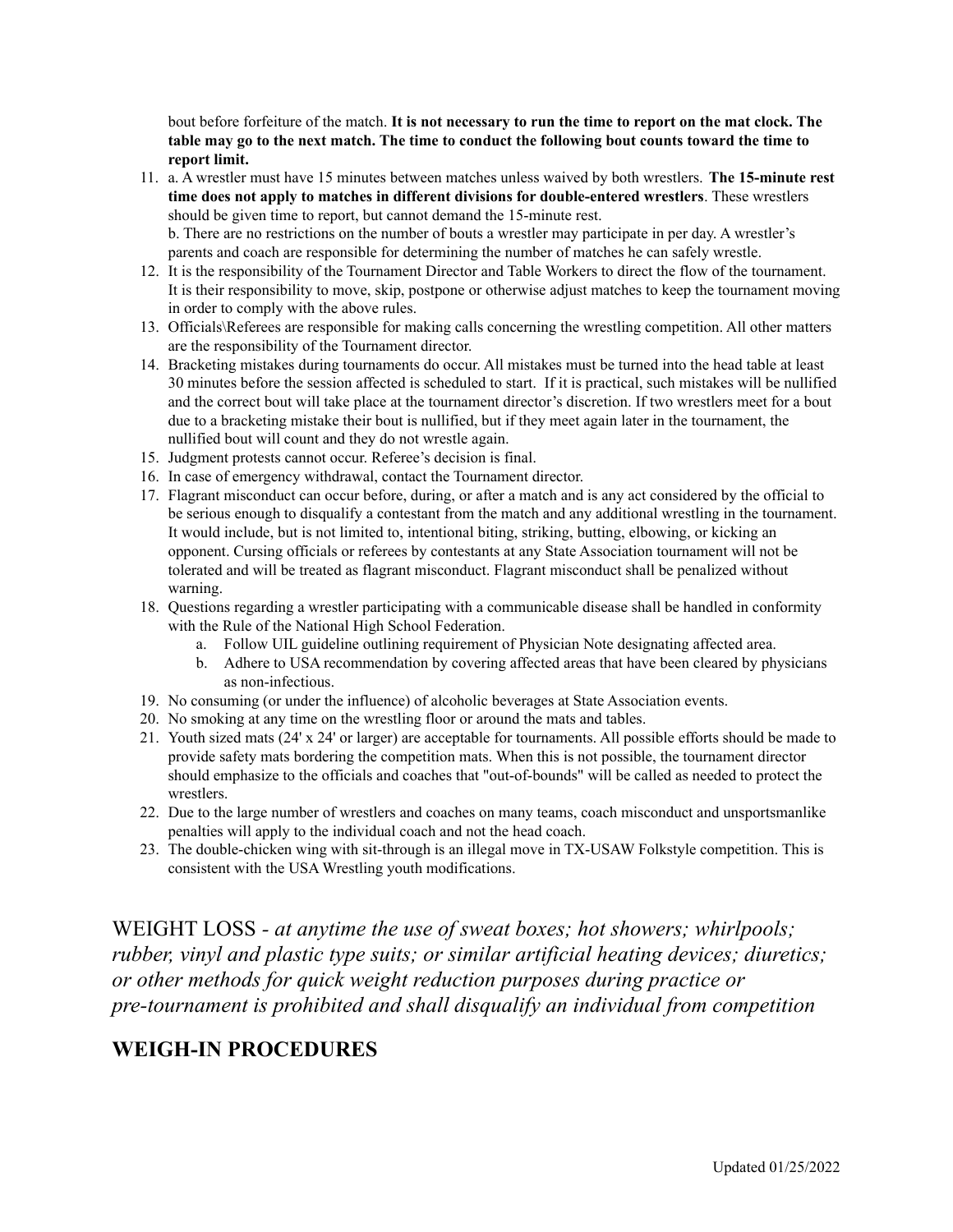bout before forfeiture of the match. **It is not necessary to run the time to report on the mat clock. The table may go to the next match. The time to conduct the following bout counts toward the time to report limit.**

11. a. A wrestler must have 15 minutes between matches unless waived by both wrestlers. **The 15-minute rest time does not apply to matches in different divisions for double-entered wrestlers**. These wrestlers should be given time to report, but cannot demand the 15-minute rest.
    b. There are no restrictions on the number of bouts a wrestler may participate in per day. A wrestler's parents and coach are responsible for determining the number of matches he can safely wrestle.
12. It is the responsibility of the Tournament Director and Table Workers to direct the flow of the tournament. It is their responsibility to move, skip, postpone or otherwise adjust matches to keep the tournament moving in order to comply with the above rules.
13. Officials\Referees are responsible for making calls concerning the wrestling competition. All other matters are the responsibility of the Tournament director.
14. Bracketing mistakes during tournaments do occur. All mistakes must be turned into the head table at least 30 minutes before the session affected is scheduled to start. If it is practical, such mistakes will be nullified and the correct bout will take place at the tournament director's discretion. If two wrestlers meet for a bout due to a bracketing mistake their bout is nullified, but if they meet again later in the tournament, the nullified bout will count and they do not wrestle again.
15. Judgment protests cannot occur. Referee's decision is final.
16. In case of emergency withdrawal, contact the Tournament director.
17. Flagrant misconduct can occur before, during, or after a match and is any act considered by the official to be serious enough to disqualify a contestant from the match and any additional wrestling in the tournament. It would include, but is not limited to, intentional biting, striking, butting, elbowing, or kicking an opponent. Cursing officials or referees by contestants at any State Association tournament will not be tolerated and will be treated as flagrant misconduct. Flagrant misconduct shall be penalized without warning.
18. Questions regarding a wrestler participating with a communicable disease shall be handled in conformity with the Rule of the National High School Federation.
    a. Follow UIL guideline outlining requirement of Physician Note designating affected area.
    b. Adhere to USA recommendation by covering affected areas that have been cleared by physicians as non-infectious.
19. No consuming (or under the influence) of alcoholic beverages at State Association events.
20. No smoking at any time on the wrestling floor or around the mats and tables.
21. Youth sized mats (24' x 24' or larger) are acceptable for tournaments. All possible efforts should be made to provide safety mats bordering the competition mats. When this is not possible, the tournament director should emphasize to the officials and coaches that "out-of-bounds" will be called as needed to protect the wrestlers.
22. Due to the large number of wrestlers and coaches on many teams, coach misconduct and unsportsmanlike penalties will apply to the individual coach and not the head coach.
23. The double-chicken wing with sit-through is an illegal move in TX-USAW Folkstyle competition. This is consistent with the USA Wrestling youth modifications.

WEIGHT LOSS - *at anytime the use of sweat boxes; hot showers; whirlpools; rubber, vinyl and plastic type suits; or similar artificial heating devices; diuretics; or other methods for quick weight reduction purposes during practice or pre-tournament is prohibited and shall disqualify an individual from competition*

## WEIGH-IN PROCEDURES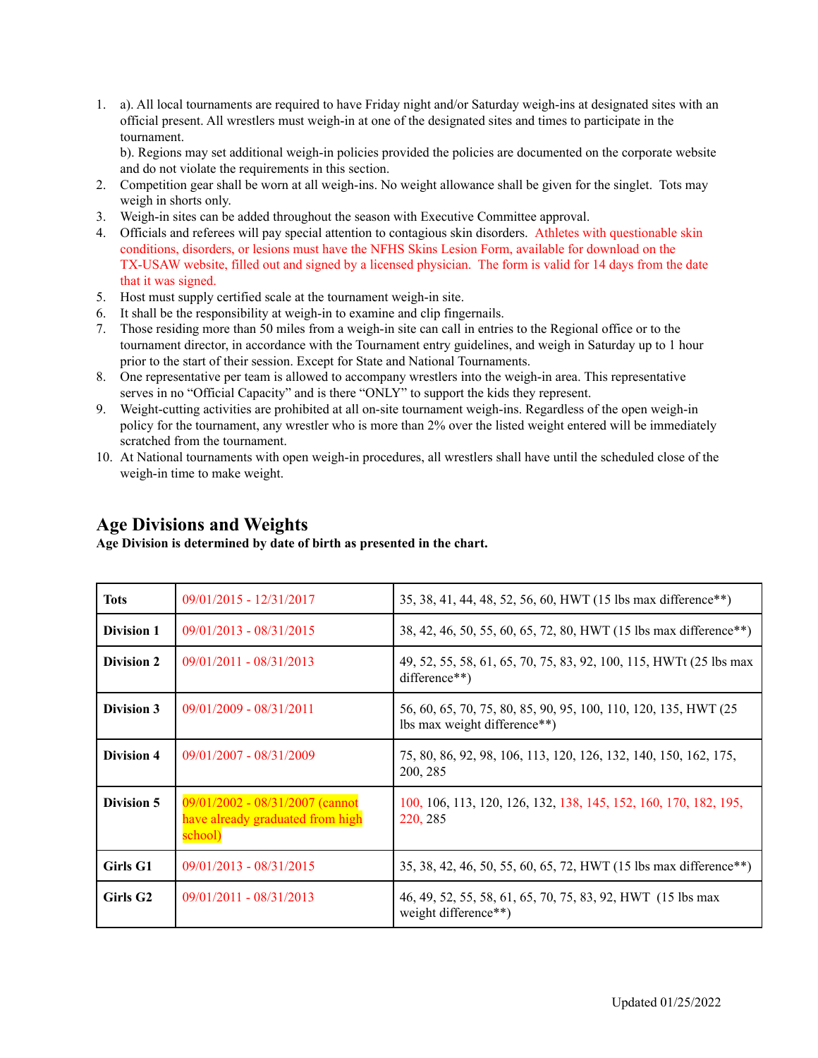1. a). All local tournaments are required to have Friday night and/or Saturday weigh-ins at designated sites with an official present. All wrestlers must weigh-in at one of the designated sites and times to participate in the tournament.
   b). Regions may set additional weigh-in policies provided the policies are documented on the corporate website and do not violate the requirements in this section.
2. Competition gear shall be worn at all weigh-ins. No weight allowance shall be given for the singlet. Tots may weigh in shorts only.
3. Weigh-in sites can be added throughout the season with Executive Committee approval.
4. Officials and referees will pay special attention to contagious skin disorders. Athletes with questionable skin conditions, disorders, or lesions must have the NFHS Skins Lesion Form, available for download on the TX-USAW website, filled out and signed by a licensed physician. The form is valid for 14 days from the date that it was signed.
5. Host must supply certified scale at the tournament weigh-in site.
6. It shall be the responsibility at weigh-in to examine and clip fingernails.
7. Those residing more than 50 miles from a weigh-in site can call in entries to the Regional office or to the tournament director, in accordance with the Tournament entry guidelines, and weigh in Saturday up to 1 hour prior to the start of their session. Except for State and National Tournaments.
8. One representative per team is allowed to accompany wrestlers into the weigh-in area. This representative serves in no "Official Capacity" and is there "ONLY" to support the kids they represent.
9. Weight-cutting activities are prohibited at all on-site tournament weigh-ins. Regardless of the open weigh-in policy for the tournament, any wrestler who is more than 2% over the listed weight entered will be immediately scratched from the tournament.
10. At National tournaments with open weigh-in procedures, all wrestlers shall have until the scheduled close of the weigh-in time to make weight.

## Age Divisions and Weights

**Age Division is determined by date of birth as presented in the chart.**

| | | |
|---|---|---|
| **Tots** | 09/01/2015 - 12/31/2017 | 35, 38, 41, 44, 48, 52, 56, 60, HWT (15 lbs max difference**) |
| **Division 1** | 09/01/2013 - 08/31/2015 | 38, 42, 46, 50, 55, 60, 65, 72, 80, HWT (15 lbs max difference**) |
| **Division 2** | 09/01/2011 - 08/31/2013 | 49, 52, 55, 58, 61, 65, 70, 75, 83, 92, 100, 115, HWTt (25 lbs max difference**) |
| **Division 3** | 09/01/2009 - 08/31/2011 | 56, 60, 65, 70, 75, 80, 85, 90, 95, 100, 110, 120, 135, HWT (25 lbs max weight difference**) |
| **Division 4** | 09/01/2007 - 08/31/2009 | 75, 80, 86, 92, 98, 106, 113, 120, 126, 132, 140, 150, 162, 175, 200, 285 |
| **Division 5** | 09/01/2002 - 08/31/2007 (cannot have already graduated from high school) | 100, 106, 113, 120, 126, 132, 138, 145, 152, 160, 170, 182, 195, 220, 285 |
| **Girls G1** | 09/01/2013 - 08/31/2015 | 35, 38, 42, 46, 50, 55, 60, 65, 72, HWT (15 lbs max difference**) |
| **Girls G2** | 09/01/2011 - 08/31/2013 | 46, 49, 52, 55, 58, 61, 65, 70, 75, 83, 92, HWT (15 lbs max weight difference**) |

Updated 01/25/2022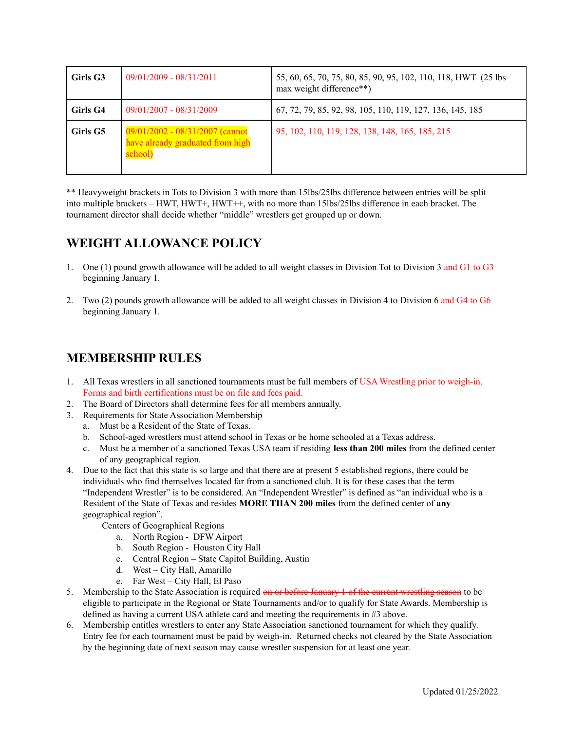| Girls G3 | 09/01/2009 - 08/31/2011 | 55, 60, 65, 70, 75, 80, 85, 90, 95, 102, 110, 118, HWT (25 lbs max weight difference**) |
| --- | --- | --- |
| Girls G4 | 09/01/2007 - 08/31/2009 | 67, 72, 79, 85, 92, 98, 105, 110, 119, 127, 136, 145, 185 |
| Girls G5 | 09/01/2002 - 08/31/2007 (cannot have already graduated from high school) | 95, 102, 110, 119, 128, 138, 148, 165, 185, 215 |

** Heavyweight brackets in Tots to Division 3 with more than 15lbs/25lbs difference between entries will be split into multiple brackets – HWT, HWT+, HWT++, with no more than 15lbs/25lbs difference in each bracket. The tournament director shall decide whether "middle" wrestlers get grouped up or down.

## WEIGHT ALLOWANCE POLICY

1. One (1) pound growth allowance will be added to all weight classes in Division Tot to Division 3 and G1 to G3 beginning January 1.

2. Two (2) pounds growth allowance will be added to all weight classes in Division 4 to Division 6 and G4 to G6 beginning January 1.

## MEMBERSHIP RULES

1. All Texas wrestlers in all sanctioned tournaments must be full members of USA Wrestling prior to weigh-in. Forms and birth certifications must be on file and fees paid.
2. The Board of Directors shall determine fees for all members annually.
3. Requirements for State Association Membership
   a. Must be a Resident of the State of Texas.
   b. School-aged wrestlers must attend school in Texas or be home schooled at a Texas address.
   c. Must be a member of a sanctioned Texas USA team if residing **less than 200 miles** from the defined center of any geographical region.
4. Due to the fact that this state is so large and that there are at present 5 established regions, there could be individuals who find themselves located far from a sanctioned club. It is for these cases that the term "Independent Wrestler" is to be considered. An "Independent Wrestler" is defined as "an individual who is a Resident of the State of Texas and resides **MORE THAN 200 miles** from the defined center of **any** geographical region".

   Centers of Geographical Regions
   a. North Region - DFW Airport
   b. South Region - Houston City Hall
   c. Central Region – State Capitol Building, Austin
   d. West – City Hall, Amarillo
   e. Far West – City Hall, El Paso
5. Membership to the State Association is required ~~on or before January 1 of the current wrestling season~~ to be eligible to participate in the Regional or State Tournaments and/or to qualify for State Awards. Membership is defined as having a current USA athlete card and meeting the requirements in #3 above.
6. Membership entitles wrestlers to enter any State Association sanctioned tournament for which they qualify. Entry fee for each tournament must be paid by weigh-in. Returned checks not cleared by the State Association by the beginning date of next season may cause wrestler suspension for at least one year.

Updated 01/25/2022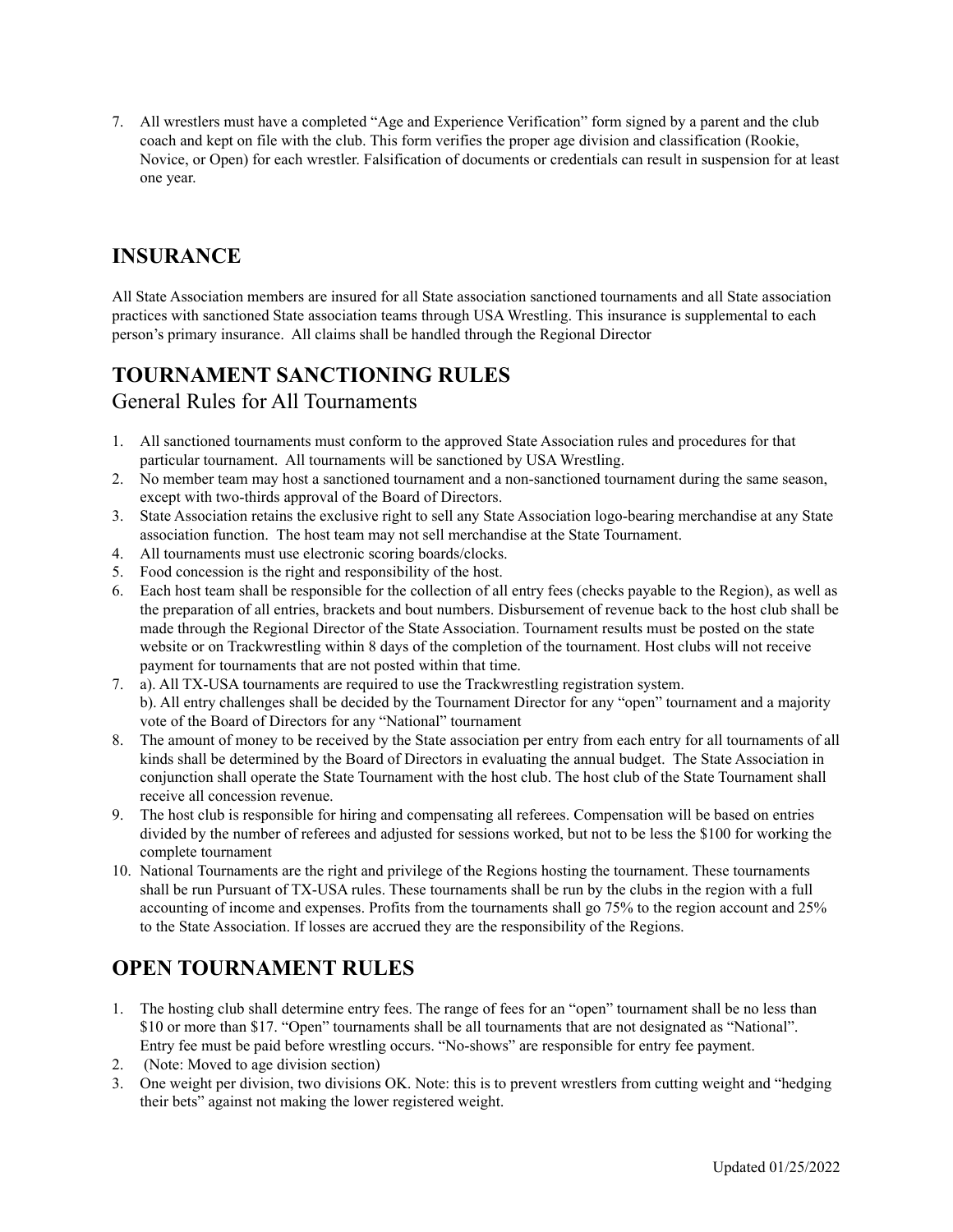7. All wrestlers must have a completed "Age and Experience Verification" form signed by a parent and the club coach and kept on file with the club. This form verifies the proper age division and classification (Rookie, Novice, or Open) for each wrestler. Falsification of documents or credentials can result in suspension for at least one year.

## INSURANCE

All State Association members are insured for all State association sanctioned tournaments and all State association practices with sanctioned State association teams through USA Wrestling. This insurance is supplemental to each person's primary insurance. All claims shall be handled through the Regional Director

## TOURNAMENT SANCTIONING RULES

### General Rules for All Tournaments

1. All sanctioned tournaments must conform to the approved State Association rules and procedures for that particular tournament. All tournaments will be sanctioned by USA Wrestling.
2. No member team may host a sanctioned tournament and a non-sanctioned tournament during the same season, except with two-thirds approval of the Board of Directors.
3. State Association retains the exclusive right to sell any State Association logo-bearing merchandise at any State association function. The host team may not sell merchandise at the State Tournament.
4. All tournaments must use electronic scoring boards/clocks.
5. Food concession is the right and responsibility of the host.
6. Each host team shall be responsible for the collection of all entry fees (checks payable to the Region), as well as the preparation of all entries, brackets and bout numbers. Disbursement of revenue back to the host club shall be made through the Regional Director of the State Association. Tournament results must be posted on the state website or on Trackwrestling within 8 days of the completion of the tournament. Host clubs will not receive payment for tournaments that are not posted within that time.
7. a). All TX-USA tournaments are required to use the Trackwrestling registration system.
   b). All entry challenges shall be decided by the Tournament Director for any "open" tournament and a majority vote of the Board of Directors for any "National" tournament
8. The amount of money to be received by the State association per entry from each entry for all tournaments of all kinds shall be determined by the Board of Directors in evaluating the annual budget. The State Association in conjunction shall operate the State Tournament with the host club. The host club of the State Tournament shall receive all concession revenue.
9. The host club is responsible for hiring and compensating all referees. Compensation will be based on entries divided by the number of referees and adjusted for sessions worked, but not to be less the $100 for working the complete tournament
10. National Tournaments are the right and privilege of the Regions hosting the tournament. These tournaments shall be run Pursuant of TX-USA rules. These tournaments shall be run by the clubs in the region with a full accounting of income and expenses. Profits from the tournaments shall go 75% to the region account and 25% to the State Association. If losses are accrued they are the responsibility of the Regions.

## OPEN TOURNAMENT RULES

1. The hosting club shall determine entry fees. The range of fees for an "open" tournament shall be no less than $10 or more than $17. "Open" tournaments shall be all tournaments that are not designated as "National". Entry fee must be paid before wrestling occurs. "No-shows" are responsible for entry fee payment.
2. (Note: Moved to age division section)
3. One weight per division, two divisions OK. Note: this is to prevent wrestlers from cutting weight and "hedging their bets" against not making the lower registered weight.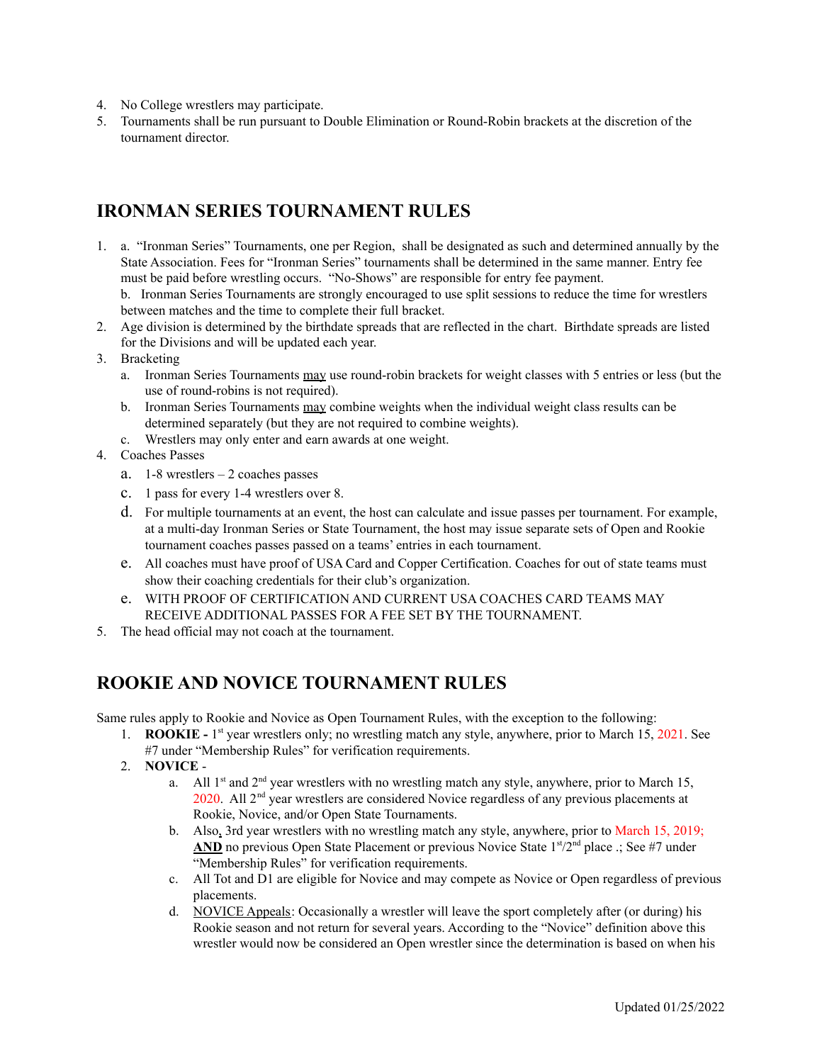4. No College wrestlers may participate.
5. Tournaments shall be run pursuant to Double Elimination or Round-Robin brackets at the discretion of the tournament director.

## IRONMAN SERIES TOURNAMENT RULES

1. a. "Ironman Series" Tournaments, one per Region, shall be designated as such and determined annually by the State Association. Fees for "Ironman Series" tournaments shall be determined in the same manner. Entry fee must be paid before wrestling occurs. "No-Shows" are responsible for entry fee payment.
   b. Ironman Series Tournaments are strongly encouraged to use split sessions to reduce the time for wrestlers between matches and the time to complete their full bracket.
2. Age division is determined by the birthdate spreads that are reflected in the chart. Birthdate spreads are listed for the Divisions and will be updated each year.
3. Bracketing
   a. Ironman Series Tournaments <u>may</u> use round-robin brackets for weight classes with 5 entries or less (but the use of round-robins is not required).
   b. Ironman Series Tournaments <u>may</u> combine weights when the individual weight class results can be determined separately (but they are not required to combine weights).
   c. Wrestlers may only enter and earn awards at one weight.
4. Coaches Passes
   a. 1-8 wrestlers – 2 coaches passes
   c. 1 pass for every 1-4 wrestlers over 8.
   d. For multiple tournaments at an event, the host can calculate and issue passes per tournament. For example, at a multi-day Ironman Series or State Tournament, the host may issue separate sets of Open and Rookie tournament coaches passes passed on a teams' entries in each tournament.
   e. All coaches must have proof of USA Card and Copper Certification. Coaches for out of state teams must show their coaching credentials for their club's organization.
   e. WITH PROOF OF CERTIFICATION AND CURRENT USA COACHES CARD TEAMS MAY RECEIVE ADDITIONAL PASSES FOR A FEE SET BY THE TOURNAMENT.
5. The head official may not coach at the tournament.

## ROOKIE AND NOVICE TOURNAMENT RULES

Same rules apply to Rookie and Novice as Open Tournament Rules, with the exception to the following:

1. **ROOKIE -** 1st year wrestlers only; no wrestling match any style, anywhere, prior to March 15, 2021. See #7 under "Membership Rules" for verification requirements.
2. **NOVICE** -
   a. All 1st and 2nd year wrestlers with no wrestling match any style, anywhere, prior to March 15, 2020. All 2nd year wrestlers are considered Novice regardless of any previous placements at Rookie, Novice, and/or Open State Tournaments.
   b. Also, 3rd year wrestlers with no wrestling match any style, anywhere, prior to March 15, 2019; <u>**AND**</u> no previous Open State Placement or previous Novice State 1st/2nd place .; See #7 under "Membership Rules" for verification requirements.
   c. All Tot and D1 are eligible for Novice and may compete as Novice or Open regardless of previous placements.
   d. <u>NOVICE Appeals</u>: Occasionally a wrestler will leave the sport completely after (or during) his Rookie season and not return for several years. According to the "Novice" definition above this wrestler would now be considered an Open wrestler since the determination is based on when his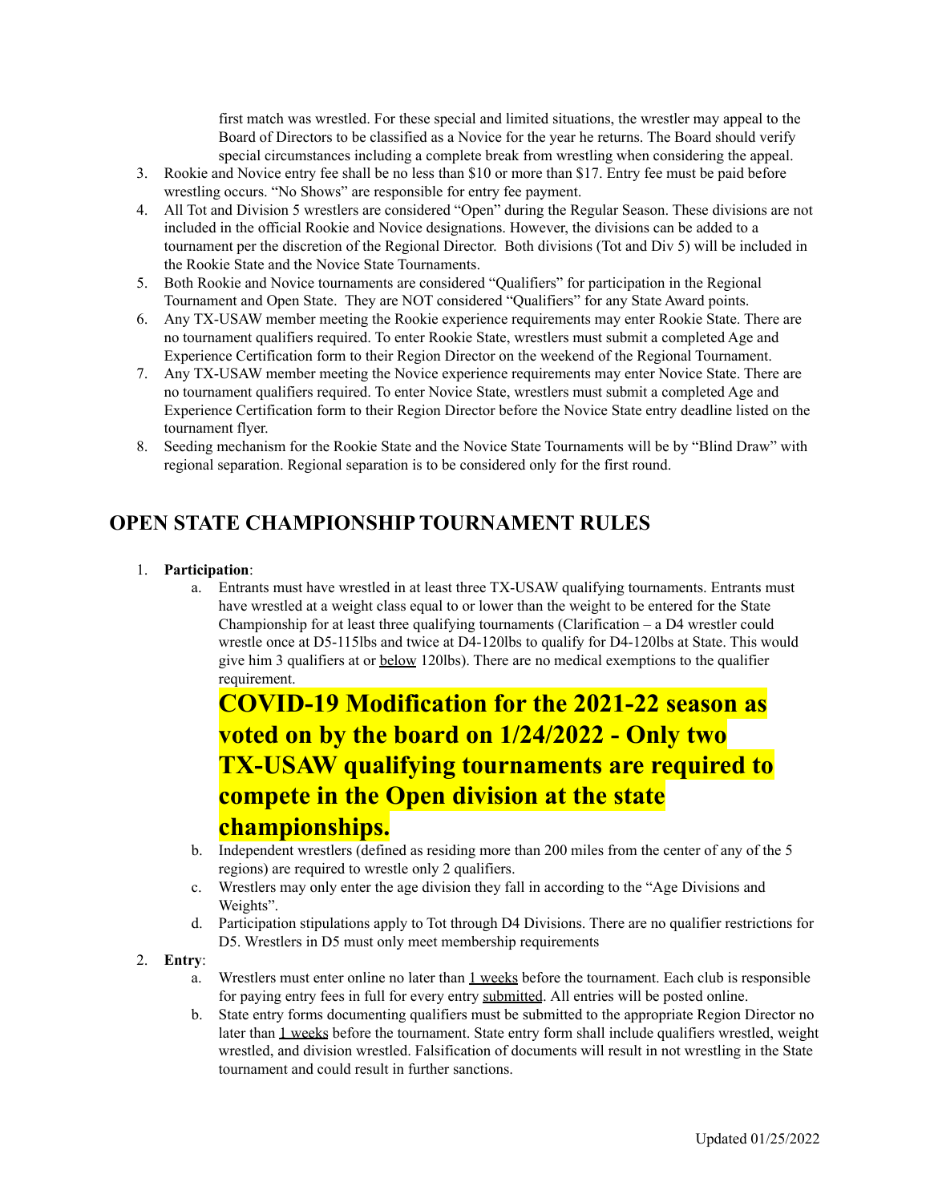first match was wrestled. For these special and limited situations, the wrestler may appeal to the Board of Directors to be classified as a Novice for the year he returns. The Board should verify special circumstances including a complete break from wrestling when considering the appeal.

3. Rookie and Novice entry fee shall be no less than $10 or more than $17. Entry fee must be paid before wrestling occurs. "No Shows" are responsible for entry fee payment.
4. All Tot and Division 5 wrestlers are considered "Open" during the Regular Season. These divisions are not included in the official Rookie and Novice designations. However, the divisions can be added to a tournament per the discretion of the Regional Director. Both divisions (Tot and Div 5) will be included in the Rookie State and the Novice State Tournaments.
5. Both Rookie and Novice tournaments are considered "Qualifiers" for participation in the Regional Tournament and Open State. They are NOT considered "Qualifiers" for any State Award points.
6. Any TX-USAW member meeting the Rookie experience requirements may enter Rookie State. There are no tournament qualifiers required. To enter Rookie State, wrestlers must submit a completed Age and Experience Certification form to their Region Director on the weekend of the Regional Tournament.
7. Any TX-USAW member meeting the Novice experience requirements may enter Novice State. There are no tournament qualifiers required. To enter Novice State, wrestlers must submit a completed Age and Experience Certification form to their Region Director before the Novice State entry deadline listed on the tournament flyer.
8. Seeding mechanism for the Rookie State and the Novice State Tournaments will be by "Blind Draw" with regional separation. Regional separation is to be considered only for the first round.

## OPEN STATE CHAMPIONSHIP TOURNAMENT RULES

1. **Participation**:
   a. Entrants must have wrestled in at least three TX-USAW qualifying tournaments. Entrants must have wrestled at a weight class equal to or lower than the weight to be entered for the State Championship for at least three qualifying tournaments (Clarification – a D4 wrestler could wrestle once at D5-115lbs and twice at D4-120lbs to qualify for D4-120lbs at State. This would give him 3 qualifiers at or below 120lbs). There are no medical exemptions to the qualifier requirement.

   **COVID-19 Modification for the 2021-22 season as voted on by the board on 1/24/2022 - Only two TX-USAW qualifying tournaments are required to compete in the Open division at the state championships.**

   b. Independent wrestlers (defined as residing more than 200 miles from the center of any of the 5 regions) are required to wrestle only 2 qualifiers.
   c. Wrestlers may only enter the age division they fall in according to the "Age Divisions and Weights".
   d. Participation stipulations apply to Tot through D4 Divisions. There are no qualifier restrictions for D5. Wrestlers in D5 must only meet membership requirements
2. **Entry**:
   a. Wrestlers must enter online no later than 1 weeks before the tournament. Each club is responsible for paying entry fees in full for every entry submitted. All entries will be posted online.
   b. State entry forms documenting qualifiers must be submitted to the appropriate Region Director no later than 1 weeks before the tournament. State entry form shall include qualifiers wrestled, weight wrestled, and division wrestled. Falsification of documents will result in not wrestling in the State tournament and could result in further sanctions.

Updated 01/25/2022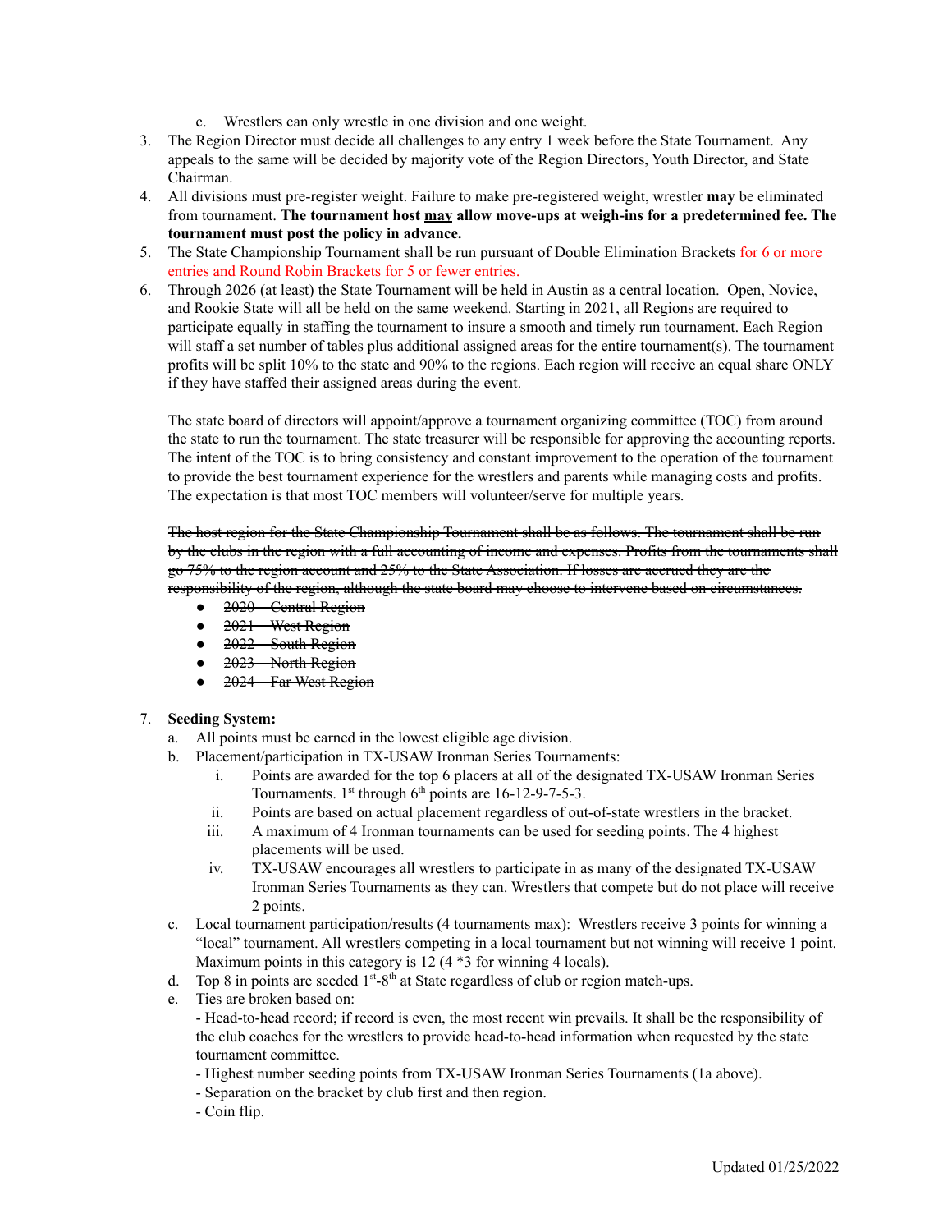c. Wrestlers can only wrestle in one division and one weight.

3. The Region Director must decide all challenges to any entry 1 week before the State Tournament. Any appeals to the same will be decided by majority vote of the Region Directors, Youth Director, and State Chairman.
4. All divisions must pre-register weight. Failure to make pre-registered weight, wrestler **may** be eliminated from tournament. **The tournament host <u>may</u> allow move-ups at weigh-ins for a predetermined fee. The tournament must post the policy in advance.**
5. The State Championship Tournament shall be run pursuant of Double Elimination Brackets for 6 or more entries and Round Robin Brackets for 5 or fewer entries.
6. Through 2026 (at least) the State Tournament will be held in Austin as a central location. Open, Novice, and Rookie State will all be held on the same weekend. Starting in 2021, all Regions are required to participate equally in staffing the tournament to insure a smooth and timely run tournament. Each Region will staff a set number of tables plus additional assigned areas for the entire tournament(s). The tournament profits will be split 10% to the state and 90% to the regions. Each region will receive an equal share ONLY if they have staffed their assigned areas during the event.

   The state board of directors will appoint/approve a tournament organizing committee (TOC) from around the state to run the tournament. The state treasurer will be responsible for approving the accounting reports. The intent of the TOC is to bring consistency and constant improvement to the operation of the tournament to provide the best tournament experience for the wrestlers and parents while managing costs and profits. The expectation is that most TOC members will volunteer/serve for multiple years.

   ~~The host region for the State Championship Tournament shall be as follows. The tournament shall be run by the clubs in the region with a full accounting of income and expenses. Profits from the tournaments shall go 75% to the region account and 25% to the State Association. If losses are accrued they are the responsibility of the region, although the state board may choose to intervene based on circumstances.~~

   - ~~2020 – Central Region~~
   - ~~2021 – West Region~~
   - ~~2022 – South Region~~
   - ~~2023 – North Region~~
   - ~~2024 – Far West Region~~

7. **Seeding System:**
   a. All points must be earned in the lowest eligible age division.
   b. Placement/participation in TX-USAW Ironman Series Tournaments:
      i. Points are awarded for the top 6 placers at all of the designated TX-USAW Ironman Series Tournaments. 1st through 6th points are 16-12-9-7-5-3.
      ii. Points are based on actual placement regardless of out-of-state wrestlers in the bracket.
      iii. A maximum of 4 Ironman tournaments can be used for seeding points. The 4 highest placements will be used.
      iv. TX-USAW encourages all wrestlers to participate in as many of the designated TX-USAW Ironman Series Tournaments as they can. Wrestlers that compete but do not place will receive 2 points.
   c. Local tournament participation/results (4 tournaments max): Wrestlers receive 3 points for winning a "local" tournament. All wrestlers competing in a local tournament but not winning will receive 1 point. Maximum points in this category is 12 (4 *3 for winning 4 locals).
   d. Top 8 in points are seeded 1st-8th at State regardless of club or region match-ups.
   e. Ties are broken based on:
      - Head-to-head record; if record is even, the most recent win prevails. It shall be the responsibility of the club coaches for the wrestlers to provide head-to-head information when requested by the state tournament committee.
      - Highest number seeding points from TX-USAW Ironman Series Tournaments (1a above).
      - Separation on the bracket by club first and then region.
      - Coin flip.

Updated 01/25/2022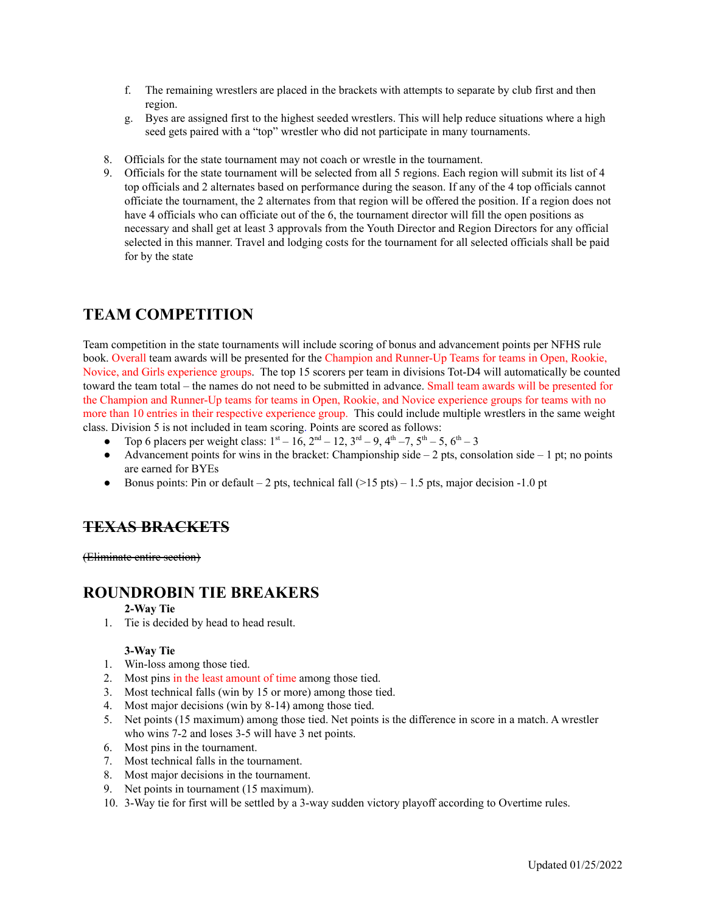f. The remaining wrestlers are placed in the brackets with attempts to separate by club first and then region.
g. Byes are assigned first to the highest seeded wrestlers. This will help reduce situations where a high seed gets paired with a "top" wrestler who did not participate in many tournaments.

8. Officials for the state tournament may not coach or wrestle in the tournament.
9. Officials for the state tournament will be selected from all 5 regions. Each region will submit its list of 4 top officials and 2 alternates based on performance during the season. If any of the 4 top officials cannot officiate the tournament, the 2 alternates from that region will be offered the position. If a region does not have 4 officials who can officiate out of the 6, the tournament director will fill the open positions as necessary and shall get at least 3 approvals from the Youth Director and Region Directors for any official selected in this manner. Travel and lodging costs for the tournament for all selected officials shall be paid for by the state

## TEAM COMPETITION

Team competition in the state tournaments will include scoring of bonus and advancement points per NFHS rule book. Overall team awards will be presented for the Champion and Runner-Up Teams for teams in Open, Rookie, Novice, and Girls experience groups. The top 15 scorers per team in divisions Tot-D4 will automatically be counted toward the team total – the names do not need to be submitted in advance. Small team awards will be presented for the Champion and Runner-Up teams for teams in Open, Rookie, and Novice experience groups for teams with no more than 10 entries in their respective experience group. This could include multiple wrestlers in the same weight class. Division 5 is not included in team scoring. Points are scored as follows:

- Top 6 placers per weight class: 1st – 16, 2nd – 12, 3rd – 9, 4th –7, 5th – 5, 6th – 3
- Advancement points for wins in the bracket: Championship side – 2 pts, consolation side – 1 pt; no points are earned for BYEs
- Bonus points: Pin or default – 2 pts, technical fall (>15 pts) – 1.5 pts, major decision -1.0 pt

## ~~TEXAS BRACKETS~~

~~(Eliminate entire section)~~

## ROUNDROBIN TIE BREAKERS

**2-Way Tie**

1. Tie is decided by head to head result.

**3-Way Tie**

1. Win-loss among those tied.
2. Most pins in the least amount of time among those tied.
3. Most technical falls (win by 15 or more) among those tied.
4. Most major decisions (win by 8-14) among those tied.
5. Net points (15 maximum) among those tied. Net points is the difference in score in a match. A wrestler who wins 7-2 and loses 3-5 will have 3 net points.
6. Most pins in the tournament.
7. Most technical falls in the tournament.
8. Most major decisions in the tournament.
9. Net points in tournament (15 maximum).
10. 3-Way tie for first will be settled by a 3-way sudden victory playoff according to Overtime rules.

Updated 01/25/2022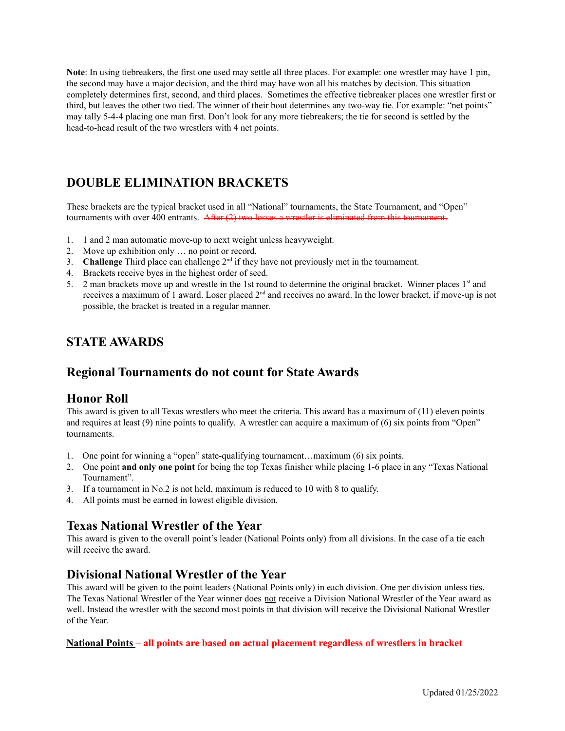**Note**: In using tiebreakers, the first one used may settle all three places. For example: one wrestler may have 1 pin, the second may have a major decision, and the third may have won all his matches by decision. This situation completely determines first, second, and third places. Sometimes the effective tiebreaker places one wrestler first or third, but leaves the other two tied. The winner of their bout determines any two-way tie. For example: "net points" may tally 5-4-4 placing one man first. Don't look for any more tiebreakers; the tie for second is settled by the head-to-head result of the two wrestlers with 4 net points.

## DOUBLE ELIMINATION BRACKETS

These brackets are the typical bracket used in all "National" tournaments, the State Tournament, and "Open" tournaments with over 400 entrants. ~~After (2) two losses a wrestler is eliminated from this tournament.~~

1. 1 and 2 man automatic move-up to next weight unless heavyweight.
2. Move up exhibition only … no point or record.
3. **Challenge** Third place can challenge 2nd if they have not previously met in the tournament.
4. Brackets receive byes in the highest order of seed.
5. 2 man brackets move up and wrestle in the 1st round to determine the original bracket. Winner places 1st and receives a maximum of 1 award. Loser placed 2nd and receives no award. In the lower bracket, if move-up is not possible, the bracket is treated in a regular manner.

## STATE AWARDS

## Regional Tournaments do not count for State Awards

### Honor Roll

This award is given to all Texas wrestlers who meet the criteria. This award has a maximum of (11) eleven points and requires at least (9) nine points to qualify. A wrestler can acquire a maximum of (6) six points from "Open" tournaments.

1. One point for winning a "open" state-qualifying tournament…maximum (6) six points.
2. One point **and only one point** for being the top Texas finisher while placing 1-6 place in any "Texas National Tournament".
3. If a tournament in No.2 is not held, maximum is reduced to 10 with 8 to qualify.
4. All points must be earned in lowest eligible division.

### Texas National Wrestler of the Year

This award is given to the overall point's leader (National Points only) from all divisions. In the case of a tie each will receive the award.

### Divisional National Wrestler of the Year

This award will be given to the point leaders (National Points only) in each division. One per division unless ties. The Texas National Wrestler of the Year winner does not receive a Division National Wrestler of the Year award as well. Instead the wrestler with the second most points in that division will receive the Divisional National Wrestler of the Year.

**National Points – all points are based on actual placement regardless of wrestlers in bracket**

Updated 01/25/2022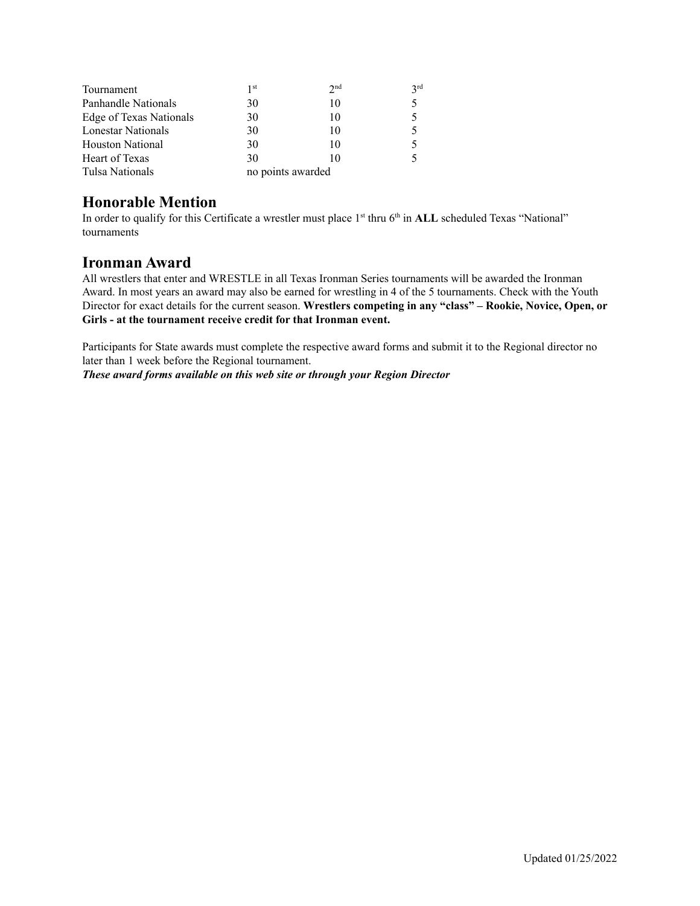| Tournament | 1st | 2nd | 3rd |
| --- | --- | --- | --- |
| Panhandle Nationals | 30 | 10 | 5 |
| Edge of Texas Nationals | 30 | 10 | 5 |
| Lonestar Nationals | 30 | 10 | 5 |
| Houston National | 30 | 10 | 5 |
| Heart of Texas | 30 | 10 | 5 |
| Tulsa Nationals | no points awarded | | |

## Honorable Mention

In order to qualify for this Certificate a wrestler must place 1st thru 6th in **ALL** scheduled Texas "National" tournaments

## Ironman Award

All wrestlers that enter and WRESTLE in all Texas Ironman Series tournaments will be awarded the Ironman Award. In most years an award may also be earned for wrestling in 4 of the 5 tournaments. Check with the Youth Director for exact details for the current season. **Wrestlers competing in any "class" – Rookie, Novice, Open, or Girls - at the tournament receive credit for that Ironman event.**

Participants for State awards must complete the respective award forms and submit it to the Regional director no later than 1 week before the Regional tournament.

***These award forms available on this web site or through your Region Director***

Updated 01/25/2022